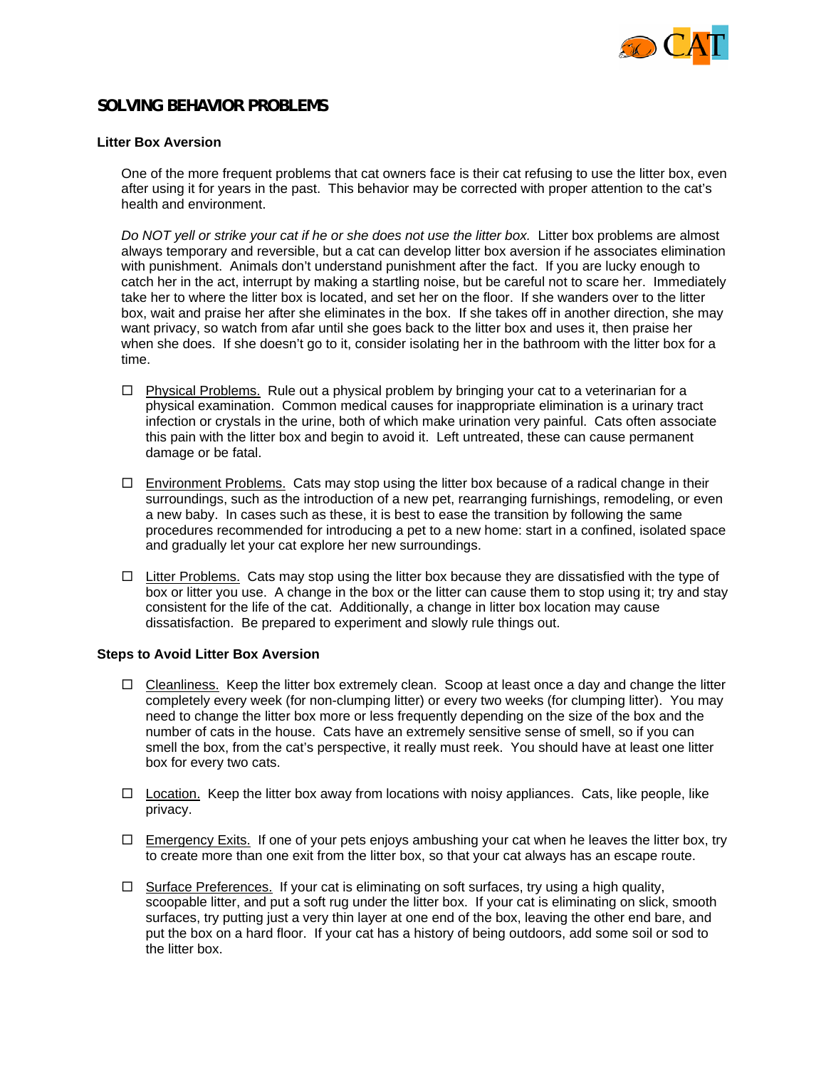# SOLVING BEHAVIOR PROBLEMS

## Litter Box Aversion

One of the more frequent problems that cat owners face is their cat refusing to use the litter box, even after using it for years in the past. This behavior may be corrected with proper attention to the cat's health and environment.

*Do NOT yell or strike your cat if he or she does not use the litter box.* Litter box problems are almost always temporary and reversible, but a cat can develop litter box aversion if he associates elimination with punishment. Animals don't understand punishment after the fact. If you are lucky enough to catch her in the act, interrupt by making a startling noise, but be careful not to scare her. Immediately take her to where the litter box is located, and set her on the floor. If she wanders over to the litter box, wait and praise her after she eliminates in the box. If she takes off in another direction, she may want privacy, so watch from afar until she goes back to the litter box and uses it, then praise her when she does. If she doesn't go to it, consider isolating her in the bathroom with the litter box for a time.

- ☐ Physical Problems. Rule out a physical problem by bringing your cat to a veterinarian for a physical examination. Common medical causes for inappropriate elimination is a urinary tract infection or crystals in the urine, both of which make urination very painful. Cats often associate this pain with the litter box and begin to avoid it. Left untreated, these can cause permanent damage or be fatal.

- ☐ Environment Problems. Cats may stop using the litter box because of a radical change in their surroundings, such as the introduction of a new pet, rearranging furnishings, remodeling, or even a new baby. In cases such as these, it is best to ease the transition by following the same procedures recommended for introducing a pet to a new home: start in a confined, isolated space and gradually let your cat explore her new surroundings.

- ☐ Litter Problems. Cats may stop using the litter box because they are dissatisfied with the type of box or litter you use. A change in the box or the litter can cause them to stop using it; try and stay consistent for the life of the cat. Additionally, a change in litter box location may cause dissatisfaction. Be prepared to experiment and slowly rule things out.

## Steps to Avoid Litter Box Aversion

- ☐ Cleanliness. Keep the litter box extremely clean. Scoop at least once a day and change the litter completely every week (for non-clumping litter) or every two weeks (for clumping litter). You may need to change the litter box more or less frequently depending on the size of the box and the number of cats in the house. Cats have an extremely sensitive sense of smell, so if you can smell the box, from the cat's perspective, it really must reek. You should have at least one litter box for every two cats.

- ☐ Location. Keep the litter box away from locations with noisy appliances. Cats, like people, like privacy.

- ☐ Emergency Exits. If one of your pets enjoys ambushing your cat when he leaves the litter box, try to create more than one exit from the litter box, so that your cat always has an escape route.

- ☐ Surface Preferences. If your cat is eliminating on soft surfaces, try using a high quality, scoopable litter, and put a soft rug under the litter box. If your cat is eliminating on slick, smooth surfaces, try putting just a very thin layer at one end of the box, leaving the other end bare, and put the box on a hard floor. If your cat has a history of being outdoors, add some soil or sod to the litter box.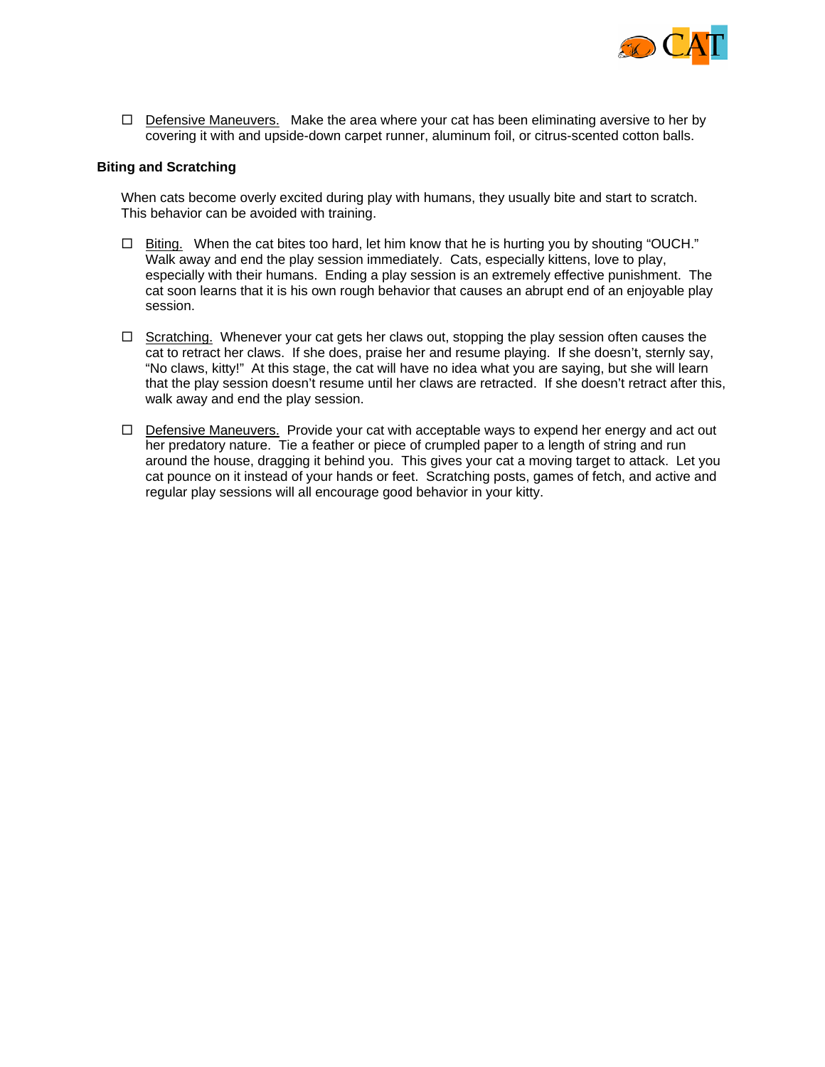- ☐ Defensive Maneuvers. Make the area where your cat has been eliminating aversive to her by covering it with and upside-down carpet runner, aluminum foil, or citrus-scented cotton balls.

**Biting and Scratching**

When cats become overly excited during play with humans, they usually bite and start to scratch. This behavior can be avoided with training.

- ☐ Biting. When the cat bites too hard, let him know that he is hurting you by shouting "OUCH." Walk away and end the play session immediately. Cats, especially kittens, love to play, especially with their humans. Ending a play session is an extremely effective punishment. The cat soon learns that it is his own rough behavior that causes an abrupt end of an enjoyable play session.

- ☐ Scratching. Whenever your cat gets her claws out, stopping the play session often causes the cat to retract her claws. If she does, praise her and resume playing. If she doesn't, sternly say, "No claws, kitty!" At this stage, the cat will have no idea what you are saying, but she will learn that the play session doesn't resume until her claws are retracted. If she doesn't retract after this, walk away and end the play session.

- ☐ Defensive Maneuvers. Provide your cat with acceptable ways to expend her energy and act out her predatory nature. Tie a feather or piece of crumpled paper to a length of string and run around the house, dragging it behind you. This gives your cat a moving target to attack. Let you cat pounce on it instead of your hands or feet. Scratching posts, games of fetch, and active and regular play sessions will all encourage good behavior in your kitty.